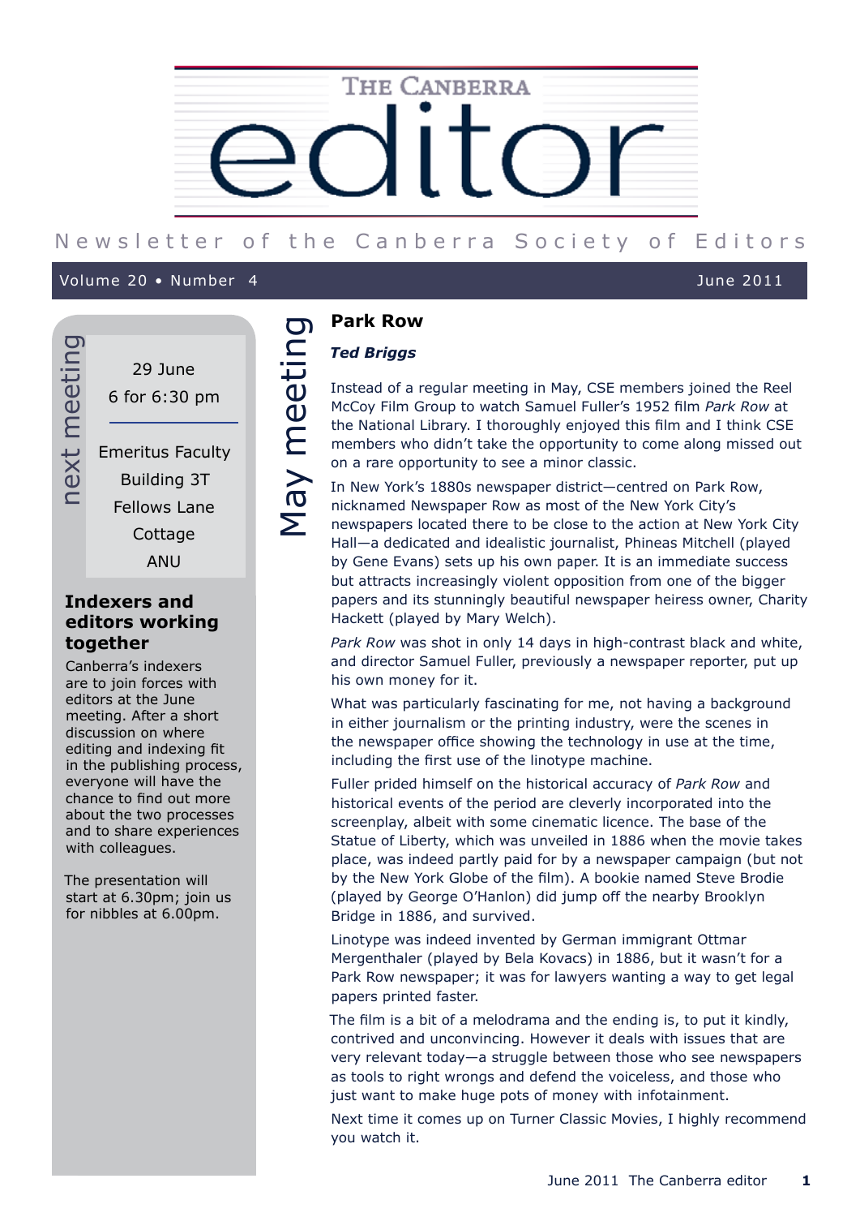# THE CANBERRA editor

Newsletter of the Canberra Society of Editors

Volume 20 • Number 4 June 2011

## next meeting

29 June
6 for 6:30 pm

Emeritus Faculty
Building 3T
Fellows Lane
Cottage
ANU

### Indexers and editors working together

Canberra's indexers are to join forces with editors at the June meeting. After a short discussion on where editing and indexing fit in the publishing process, everyone will have the chance to find out more about the two processes and to share experiences with colleagues.

The presentation will start at 6.30pm; join us for nibbles at 6.00pm.

## May meeting

### Park Row

***Ted Briggs***

Instead of a regular meeting in May, CSE members joined the Reel McCoy Film Group to watch Samuel Fuller's 1952 film *Park Row* at the National Library. I thoroughly enjoyed this film and I think CSE members who didn't take the opportunity to come along missed out on a rare opportunity to see a minor classic.

In New York's 1880s newspaper district—centred on Park Row, nicknamed Newspaper Row as most of the New York City's newspapers located there to be close to the action at New York City Hall—a dedicated and idealistic journalist, Phineas Mitchell (played by Gene Evans) sets up his own paper. It is an immediate success but attracts increasingly violent opposition from one of the bigger papers and its stunningly beautiful newspaper heiress owner, Charity Hackett (played by Mary Welch).

*Park Row* was shot in only 14 days in high-contrast black and white, and director Samuel Fuller, previously a newspaper reporter, put up his own money for it.

What was particularly fascinating for me, not having a background in either journalism or the printing industry, were the scenes in the newspaper office showing the technology in use at the time, including the first use of the linotype machine.

Fuller prided himself on the historical accuracy of *Park Row* and historical events of the period are cleverly incorporated into the screenplay, albeit with some cinematic licence. The base of the Statue of Liberty, which was unveiled in 1886 when the movie takes place, was indeed partly paid for by a newspaper campaign (but not by the New York Globe of the film). A bookie named Steve Brodie (played by George O'Hanlon) did jump off the nearby Brooklyn Bridge in 1886, and survived.

Linotype was indeed invented by German immigrant Ottmar Mergenthaler (played by Bela Kovacs) in 1886, but it wasn't for a Park Row newspaper; it was for lawyers wanting a way to get legal papers printed faster.

The film is a bit of a melodrama and the ending is, to put it kindly, contrived and unconvincing. However it deals with issues that are very relevant today—a struggle between those who see newspapers as tools to right wrongs and defend the voiceless, and those who just want to make huge pots of money with infotainment.

Next time it comes up on Turner Classic Movies, I highly recommend you watch it.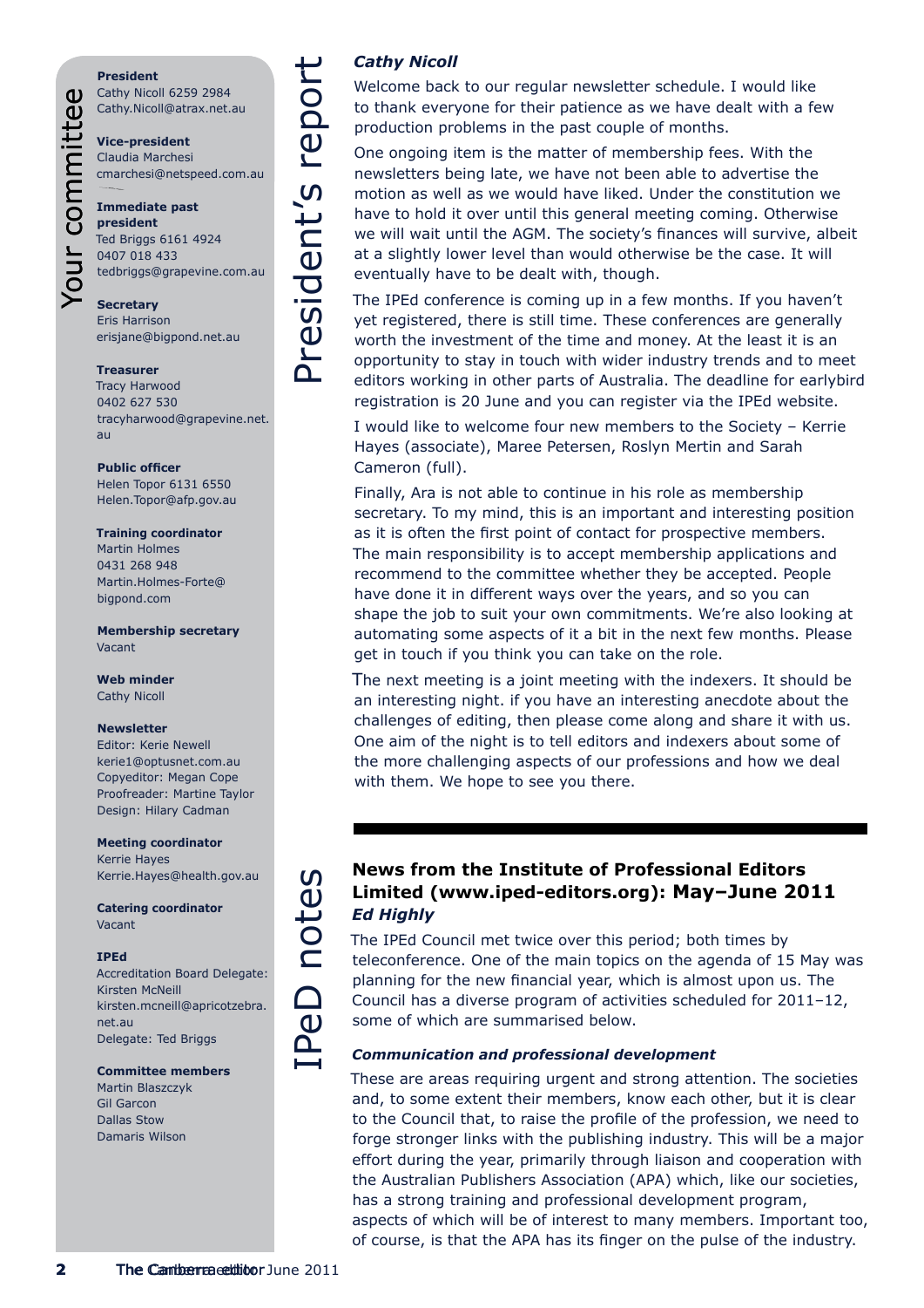## Your committee

**President**
Cathy Nicoll 6259 2984
Cathy.Nicoll@atrax.net.au

**Vice-president**
Claudia Marchesi
cmarchesi@netspeed.com.au

**Immediate past president**
Ted Briggs 6161 4924
0407 018 433
tedbriggs@grapevine.com.au

**Secretary**
Eris Harrison
erisjane@bigpond.net.au

**Treasurer**
Tracy Harwood
0402 627 530
tracyharwood@grapevine.net.au

**Public officer**
Helen Topor 6131 6550
Helen.Topor@afp.gov.au

**Training coordinator**
Martin Holmes
0431 268 948
Martin.Holmes-Forte@bigpond.com

**Membership secretary**
Vacant

**Web minder**
Cathy Nicoll

**Newsletter**
Editor: Kerie Newell
kerie1@optusnet.com.au
Copyeditor: Megan Cope
Proofreader: Martine Taylor
Design: Hilary Cadman

**Meeting coordinator**
Kerrie Hayes
Kerrie.Hayes@health.gov.au

**Catering coordinator**
Vacant

**IPEd**
Accreditation Board Delegate:
Kirsten McNeill
kirsten.mcneill@apricotzebra.net.au
Delegate: Ted Briggs

**Committee members**
Martin Blaszczyk
Gil Garcon
Dallas Stow
Damaris Wilson

## President's report

***Cathy Nicoll***

Welcome back to our regular newsletter schedule. I would like to thank everyone for their patience as we have dealt with a few production problems in the past couple of months.

One ongoing item is the matter of membership fees. With the newsletters being late, we have not been able to advertise the motion as well as we would have liked. Under the constitution we have to hold it over until this general meeting coming. Otherwise we will wait until the AGM. The society's finances will survive, albeit at a slightly lower level than would otherwise be the case. It will eventually have to be dealt with, though.

The IPEd conference is coming up in a few months. If you haven't yet registered, there is still time. These conferences are generally worth the investment of the time and money. At the least it is an opportunity to stay in touch with wider industry trends and to meet editors working in other parts of Australia. The deadline for earlybird registration is 20 June and you can register via the IPEd website.

I would like to welcome four new members to the Society – Kerrie Hayes (associate), Maree Petersen, Roslyn Mertin and Sarah Cameron (full).

Finally, Ara is not able to continue in his role as membership secretary. To my mind, this is an important and interesting position as it is often the first point of contact for prospective members. The main responsibility is to accept membership applications and recommend to the committee whether they be accepted. People have done it in different ways over the years, and so you can shape the job to suit your own commitments. We're also looking at automating some aspects of it a bit in the next few months. Please get in touch if you think you can take on the role.

The next meeting is a joint meeting with the indexers. It should be an interesting night. if you have an interesting anecdote about the challenges of editing, then please come along and share it with us. One aim of the night is to tell editors and indexers about some of the more challenging aspects of our professions and how we deal with them. We hope to see you there.

## IPeD notes

### News from the Institute of Professional Editors Limited (www.iped-editors.org): May–June 2011

***Ed Highly***

The IPEd Council met twice over this period; both times by teleconference. One of the main topics on the agenda of 15 May was planning for the new financial year, which is almost upon us. The Council has a diverse program of activities scheduled for 2011–12, some of which are summarised below.

***Communication and professional development***

These are areas requiring urgent and strong attention. The societies and, to some extent their members, know each other, but it is clear to the Council that, to raise the profile of the profession, we need to forge stronger links with the publishing industry. This will be a major effort during the year, primarily through liaison and cooperation with the Australian Publishers Association (APA) which, like our societies, has a strong training and professional development program, aspects of which will be of interest to many members. Important too, of course, is that the APA has its finger on the pulse of the industry.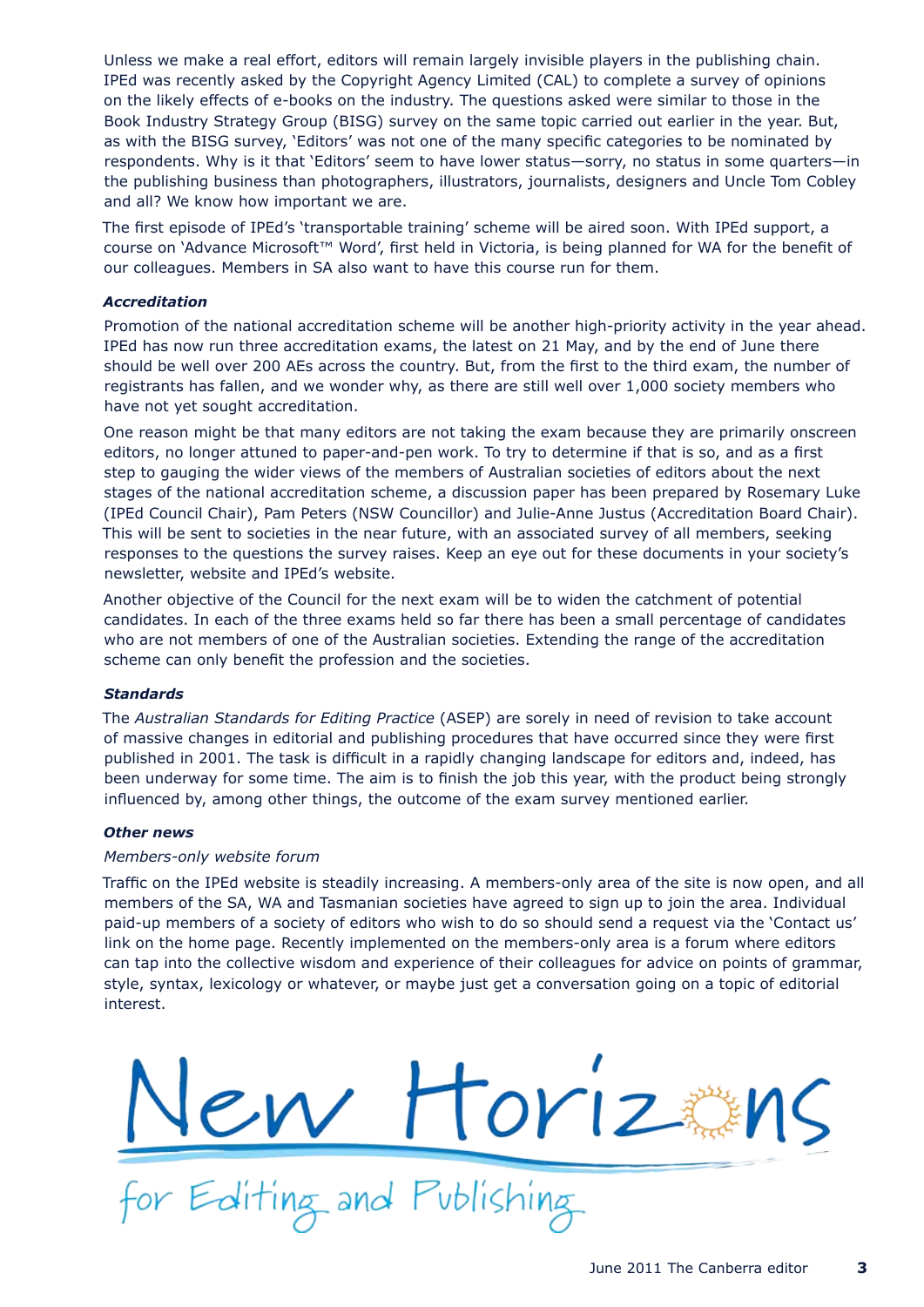Unless we make a real effort, editors will remain largely invisible players in the publishing chain. IPEd was recently asked by the Copyright Agency Limited (CAL) to complete a survey of opinions on the likely effects of e-books on the industry. The questions asked were similar to those in the Book Industry Strategy Group (BISG) survey on the same topic carried out earlier in the year. But, as with the BISG survey, 'Editors' was not one of the many specific categories to be nominated by respondents. Why is it that 'Editors' seem to have lower status—sorry, no status in some quarters—in the publishing business than photographers, illustrators, journalists, designers and Uncle Tom Cobley and all? We know how important we are.

The first episode of IPEd's 'transportable training' scheme will be aired soon. With IPEd support, a course on 'Advance Microsoft™ Word', first held in Victoria, is being planned for WA for the benefit of our colleagues. Members in SA also want to have this course run for them.

#### *Accreditation*

Promotion of the national accreditation scheme will be another high-priority activity in the year ahead. IPEd has now run three accreditation exams, the latest on 21 May, and by the end of June there should be well over 200 AEs across the country. But, from the first to the third exam, the number of registrants has fallen, and we wonder why, as there are still well over 1,000 society members who have not yet sought accreditation.

One reason might be that many editors are not taking the exam because they are primarily onscreen editors, no longer attuned to paper-and-pen work. To try to determine if that is so, and as a first step to gauging the wider views of the members of Australian societies of editors about the next stages of the national accreditation scheme, a discussion paper has been prepared by Rosemary Luke (IPEd Council Chair), Pam Peters (NSW Councillor) and Julie-Anne Justus (Accreditation Board Chair). This will be sent to societies in the near future, with an associated survey of all members, seeking responses to the questions the survey raises. Keep an eye out for these documents in your society's newsletter, website and IPEd's website.

Another objective of the Council for the next exam will be to widen the catchment of potential candidates. In each of the three exams held so far there has been a small percentage of candidates who are not members of one of the Australian societies. Extending the range of the accreditation scheme can only benefit the profession and the societies.

#### *Standards*

The *Australian Standards for Editing Practice* (ASEP) are sorely in need of revision to take account of massive changes in editorial and publishing procedures that have occurred since they were first published in 2001. The task is difficult in a rapidly changing landscape for editors and, indeed, has been underway for some time. The aim is to finish the job this year, with the product being strongly influenced by, among other things, the outcome of the exam survey mentioned earlier.

#### *Other news*

*Members-only website forum*

Traffic on the IPEd website is steadily increasing. A members-only area of the site is now open, and all members of the SA, WA and Tasmanian societies have agreed to sign up to join the area. Individual paid-up members of a society of editors who wish to do so should send a request via the 'Contact us' link on the home page. Recently implemented on the members-only area is a forum where editors can tap into the collective wisdom and experience of their colleagues for advice on points of grammar, style, syntax, lexicology or whatever, or maybe just get a conversation going on a topic of editorial interest.

New Horizons

for Editing and Publishing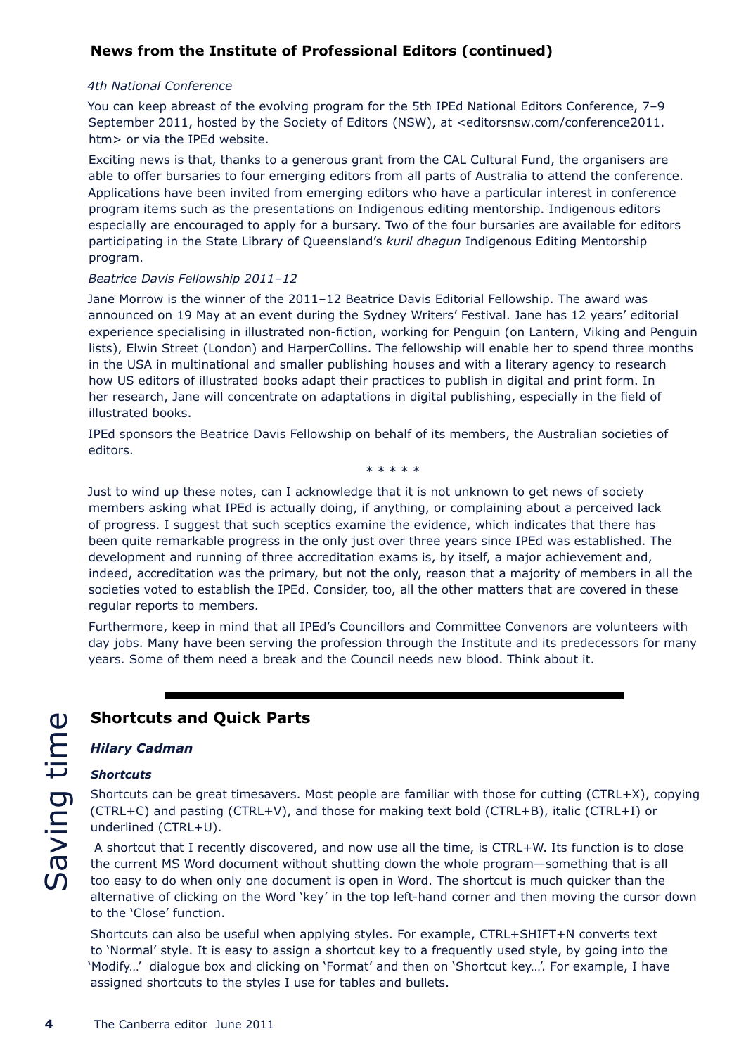## News from the Institute of Professional Editors (continued)

*4th National Conference*

You can keep abreast of the evolving program for the 5th IPEd National Editors Conference, 7–9 September 2011, hosted by the Society of Editors (NSW), at <editorsnsw.com/conference2011.htm> or via the IPEd website.

Exciting news is that, thanks to a generous grant from the CAL Cultural Fund, the organisers are able to offer bursaries to four emerging editors from all parts of Australia to attend the conference. Applications have been invited from emerging editors who have a particular interest in conference program items such as the presentations on Indigenous editing mentorship. Indigenous editors especially are encouraged to apply for a bursary. Two of the four bursaries are available for editors participating in the State Library of Queensland's *kuril dhagun* Indigenous Editing Mentorship program.

*Beatrice Davis Fellowship 2011–12*

Jane Morrow is the winner of the 2011–12 Beatrice Davis Editorial Fellowship. The award was announced on 19 May at an event during the Sydney Writers' Festival. Jane has 12 years' editorial experience specialising in illustrated non-fiction, working for Penguin (on Lantern, Viking and Penguin lists), Elwin Street (London) and HarperCollins. The fellowship will enable her to spend three months in the USA in multinational and smaller publishing houses and with a literary agency to research how US editors of illustrated books adapt their practices to publish in digital and print form. In her research, Jane will concentrate on adaptations in digital publishing, especially in the field of illustrated books.

IPEd sponsors the Beatrice Davis Fellowship on behalf of its members, the Australian societies of editors.

\* \* \* \* \*

Just to wind up these notes, can I acknowledge that it is not unknown to get news of society members asking what IPEd is actually doing, if anything, or complaining about a perceived lack of progress. I suggest that such sceptics examine the evidence, which indicates that there has been quite remarkable progress in the only just over three years since IPEd was established. The development and running of three accreditation exams is, by itself, a major achievement and, indeed, accreditation was the primary, but not the only, reason that a majority of members in all the societies voted to establish the IPEd. Consider, too, all the other matters that are covered in these regular reports to members.

Furthermore, keep in mind that all IPEd's Councillors and Committee Convenors are volunteers with day jobs. Many have been serving the profession through the Institute and its predecessors for many years. Some of them need a break and the Council needs new blood. Think about it.

---

Saving time

## Shortcuts and Quick Parts

***Hilary Cadman***

***Shortcuts***

Shortcuts can be great timesavers. Most people are familiar with those for cutting (CTRL+X), copying (CTRL+C) and pasting (CTRL+V), and those for making text bold (CTRL+B), italic (CTRL+I) or underlined (CTRL+U).

A shortcut that I recently discovered, and now use all the time, is CTRL+W. Its function is to close the current MS Word document without shutting down the whole program—something that is all too easy to do when only one document is open in Word. The shortcut is much quicker than the alternative of clicking on the Word 'key' in the top left-hand corner and then moving the cursor down to the 'Close' function.

Shortcuts can also be useful when applying styles. For example, CTRL+SHIFT+N converts text to 'Normal' style. It is easy to assign a shortcut key to a frequently used style, by going into the 'Modify…' dialogue box and clicking on 'Format' and then on 'Shortcut key…'. For example, I have assigned shortcuts to the styles I use for tables and bullets.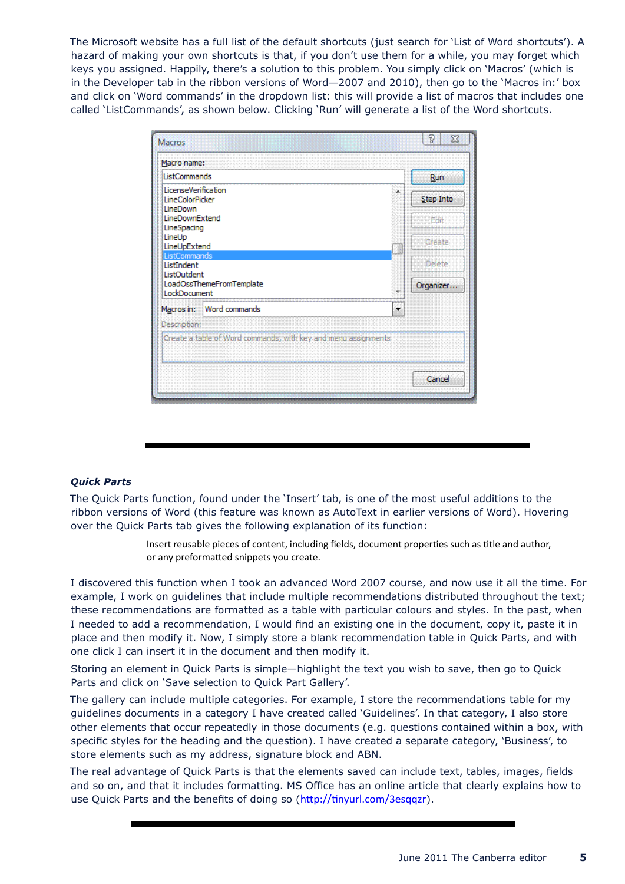The Microsoft website has a full list of the default shortcuts (just search for 'List of Word shortcuts'). A hazard of making your own shortcuts is that, if you don't use them for a while, you may forget which keys you assigned. Happily, there's a solution to this problem. You simply click on 'Macros' (which is in the Developer tab in the ribbon versions of Word—2007 and 2010), then go to the 'Macros in:' box and click on 'Word commands' in the dropdown list: this will provide a list of macros that includes one called 'ListCommands', as shown below. Clicking 'Run' will generate a list of the Word shortcuts.

---

***Quick Parts***

The Quick Parts function, found under the 'Insert' tab, is one of the most useful additions to the ribbon versions of Word (this feature was known as AutoText in earlier versions of Word). Hovering over the Quick Parts tab gives the following explanation of its function:

> Insert reusable pieces of content, including fields, document properties such as title and author, or any preformatted snippets you create.

I discovered this function when I took an advanced Word 2007 course, and now use it all the time. For example, I work on guidelines that include multiple recommendations distributed throughout the text; these recommendations are formatted as a table with particular colours and styles. In the past, when I needed to add a recommendation, I would find an existing one in the document, copy it, paste it in place and then modify it. Now, I simply store a blank recommendation table in Quick Parts, and with one click I can insert it in the document and then modify it.

Storing an element in Quick Parts is simple—highlight the text you wish to save, then go to Quick Parts and click on 'Save selection to Quick Part Gallery'.

The gallery can include multiple categories. For example, I store the recommendations table for my guidelines documents in a category I have created called 'Guidelines'. In that category, I also store other elements that occur repeatedly in those documents (e.g. questions contained within a box, with specific styles for the heading and the question). I have created a separate category, 'Business', to store elements such as my address, signature block and ABN.

The real advantage of Quick Parts is that the elements saved can include text, tables, images, fields and so on, and that it includes formatting. MS Office has an online article that clearly explains how to use Quick Parts and the benefits of doing so (http://tinyurl.com/3esqqzr).

---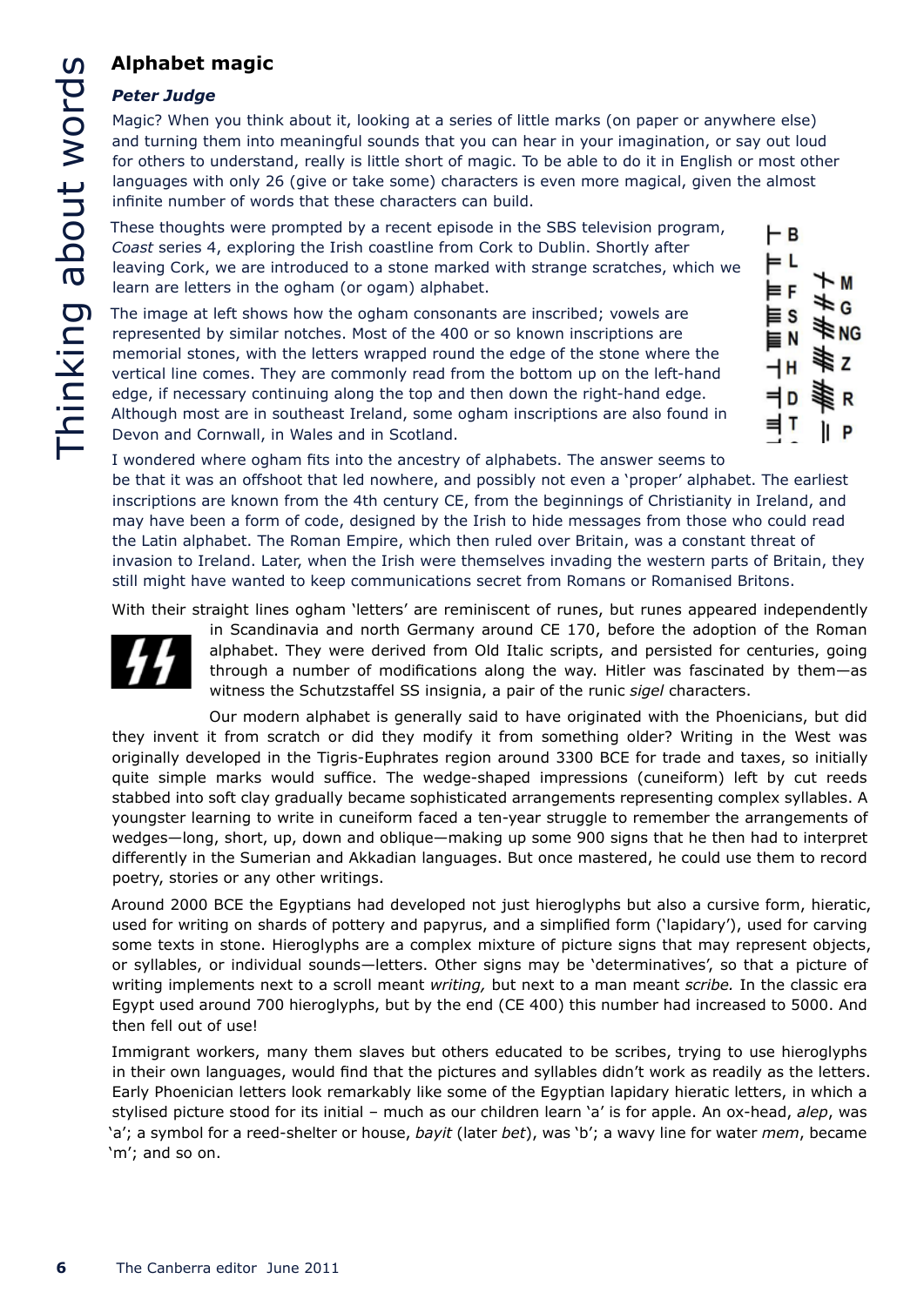# Alphabet magic

***Peter Judge***

Magic? When you think about it, looking at a series of little marks (on paper or anywhere else) and turning them into meaningful sounds that you can hear in your imagination, or say out loud for others to understand, really is little short of magic. To be able to do it in English or most other languages with only 26 (give or take some) characters is even more magical, given the almost infinite number of words that these characters can build.

These thoughts were prompted by a recent episode in the SBS television program, *Coast* series 4, exploring the Irish coastline from Cork to Dublin. Shortly after leaving Cork, we are introduced to a stone marked with strange scratches, which we learn are letters in the ogham (or ogam) alphabet.

The image at left shows how the ogham consonants are inscribed; vowels are represented by similar notches. Most of the 400 or so known inscriptions are memorial stones, with the letters wrapped round the edge of the stone where the vertical line comes. They are commonly read from the bottom up on the left-hand edge, if necessary continuing along the top and then down the right-hand edge. Although most are in southeast Ireland, some ogham inscriptions are also found in Devon and Cornwall, in Wales and in Scotland.

I wondered where ogham fits into the ancestry of alphabets. The answer seems to be that it was an offshoot that led nowhere, and possibly not even a 'proper' alphabet. The earliest inscriptions are known from the 4th century CE, from the beginnings of Christianity in Ireland, and may have been a form of code, designed by the Irish to hide messages from those who could read the Latin alphabet. The Roman Empire, which then ruled over Britain, was a constant threat of invasion to Ireland. Later, when the Irish were themselves invading the western parts of Britain, they still might have wanted to keep communications secret from Romans or Romanised Britons.

With their straight lines ogham 'letters' are reminiscent of runes, but runes appeared independently in Scandinavia and north Germany around CE 170, before the adoption of the Roman alphabet. They were derived from Old Italic scripts, and persisted for centuries, going through a number of modifications along the way. Hitler was fascinated by them—as witness the Schutzstaffel SS insignia, a pair of the runic *sigel* characters.

Our modern alphabet is generally said to have originated with the Phoenicians, but did they invent it from scratch or did they modify it from something older? Writing in the West was originally developed in the Tigris-Euphrates region around 3300 BCE for trade and taxes, so initially quite simple marks would suffice. The wedge-shaped impressions (cuneiform) left by cut reeds stabbed into soft clay gradually became sophisticated arrangements representing complex syllables. A youngster learning to write in cuneiform faced a ten-year struggle to remember the arrangements of wedges—long, short, up, down and oblique—making up some 900 signs that he then had to interpret differently in the Sumerian and Akkadian languages. But once mastered, he could use them to record poetry, stories or any other writings.

Around 2000 BCE the Egyptians had developed not just hieroglyphs but also a cursive form, hieratic, used for writing on shards of pottery and papyrus, and a simplified form ('lapidary'), used for carving some texts in stone. Hieroglyphs are a complex mixture of picture signs that may represent objects, or syllables, or individual sounds—letters. Other signs may be 'determinatives', so that a picture of writing implements next to a scroll meant *writing,* but next to a man meant *scribe.* In the classic era Egypt used around 700 hieroglyphs, but by the end (CE 400) this number had increased to 5000. And then fell out of use!

Immigrant workers, many them slaves but others educated to be scribes, trying to use hieroglyphs in their own languages, would find that the pictures and syllables didn't work as readily as the letters. Early Phoenician letters look remarkably like some of the Egyptian lapidary hieratic letters, in which a stylised picture stood for its initial – much as our children learn 'a' is for apple. An ox-head, *alep*, was 'a'; a symbol for a reed-shelter or house, *bayit* (later *bet*), was 'b'; a wavy line for water *mem*, became 'm'; and so on.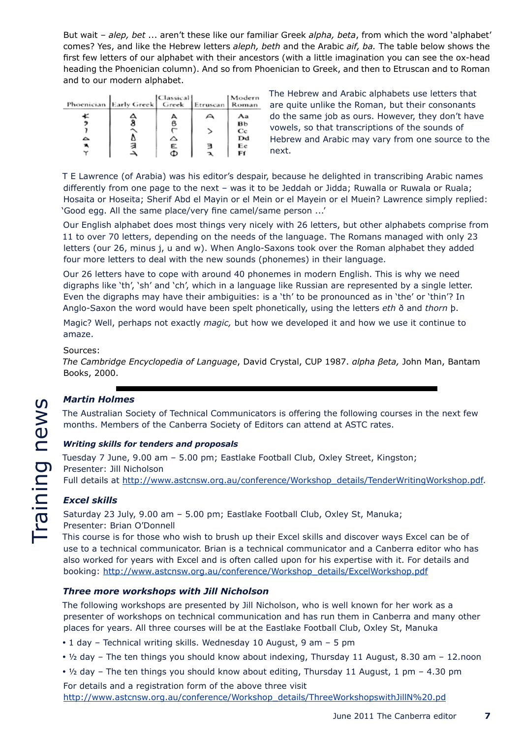But wait – *alep, bet* ... aren't these like our familiar Greek *alpha, beta*, from which the word 'alphabet' comes? Yes, and like the Hebrew letters *aleph, beth* and the Arabic *aif, ba.* The table below shows the first few letters of our alphabet with their ancestors (with a little imagination you can see the ox-head heading the Phoenician column). And so from Phoenician to Greek, and then to Etruscan and to Roman and to our modern alphabet.

| Phoenician | Early Greek | Classical Greek | Etruscan | Modern Roman |
|---|---|---|---|---|
| 𐤀 | Δ | A | A | Aa |
| 𐤁 | 8 | B | | Bb |
| 𐤂 | ^ | Γ | > | Cc |
| 𐤃 | Δ | Δ | | Dd |
| 𐤄 | ∃ | E | ∃ | Ee |
| 𐤅 | ⅃ | Φ | ⅃ | Ff |

The Hebrew and Arabic alphabets use letters that are quite unlike the Roman, but their consonants do the same job as ours. However, they don't have vowels, so that transcriptions of the sounds of Hebrew and Arabic may vary from one source to the next.

T E Lawrence (of Arabia) was his editor's despair, because he delighted in transcribing Arabic names differently from one page to the next – was it to be Jeddah or Jidda; Ruwalla or Ruwala or Ruala; Hosaita or Hoseita; Sherif Abd el Mayin or el Mein or el Mayein or el Muein? Lawrence simply replied: 'Good egg. All the same place/very fine camel/same person ...'

Our English alphabet does most things very nicely with 26 letters, but other alphabets comprise from 11 to over 70 letters, depending on the needs of the language. The Romans managed with only 23 letters (our 26, minus j, u and w). When Anglo-Saxons took over the Roman alphabet they added four more letters to deal with the new sounds (phonemes) in their language.

Our 26 letters have to cope with around 40 phonemes in modern English. This is why we need digraphs like 'th', 'sh' and 'ch', which in a language like Russian are represented by a single letter. Even the digraphs may have their ambiguities: is a 'th' to be pronounced as in 'the' or 'thin'? In Anglo-Saxon the word would have been spelt phonetically, using the letters *eth* ð and *thorn* þ.

Magic? Well, perhaps not exactly *magic,* but how we developed it and how we use it continue to amaze.

Sources:
*The Cambridge Encyclopedia of Language*, David Crystal, CUP 1987. *alpha βeta,* John Man, Bantam Books, 2000.

---

# Training news

***Martin Holmes***

The Australian Society of Technical Communicators is offering the following courses in the next few months. Members of the Canberra Society of Editors can attend at ASTC rates.

### *Writing skills for tenders and proposals*

Tuesday 7 June, 9.00 am – 5.00 pm; Eastlake Football Club, Oxley Street, Kingston;
Presenter: Jill Nicholson
Full details at http://www.astcnsw.org.au/conference/Workshop_details/TenderWritingWorkshop.pdf.

### *Excel skills*

Saturday 23 July, 9.00 am – 5.00 pm; Eastlake Football Club, Oxley St, Manuka;
Presenter: Brian O'Donnell
This course is for those who wish to brush up their Excel skills and discover ways Excel can be of use to a technical communicator. Brian is a technical communicator and a Canberra editor who has also worked for years with Excel and is often called upon for his expertise with it. For details and booking: http://www.astcnsw.org.au/conference/Workshop_details/ExcelWorkshop.pdf

### *Three more workshops with Jill Nicholson*

The following workshops are presented by Jill Nicholson, who is well known for her work as a presenter of workshops on technical communication and has run them in Canberra and many other places for years. All three courses will be at the Eastlake Football Club, Oxley St, Manuka

- 1 day – Technical writing skills. Wednesday 10 August, 9 am – 5 pm
- ½ day – The ten things you should know about indexing, Thursday 11 August, 8.30 am – 12.noon
- ½ day – The ten things you should know about editing, Thursday 11 August, 1 pm – 4.30 pm

For details and a registration form of the above three visit
http://www.astcnsw.org.au/conference/Workshop_details/ThreeWorkshopswithJillN%20.pd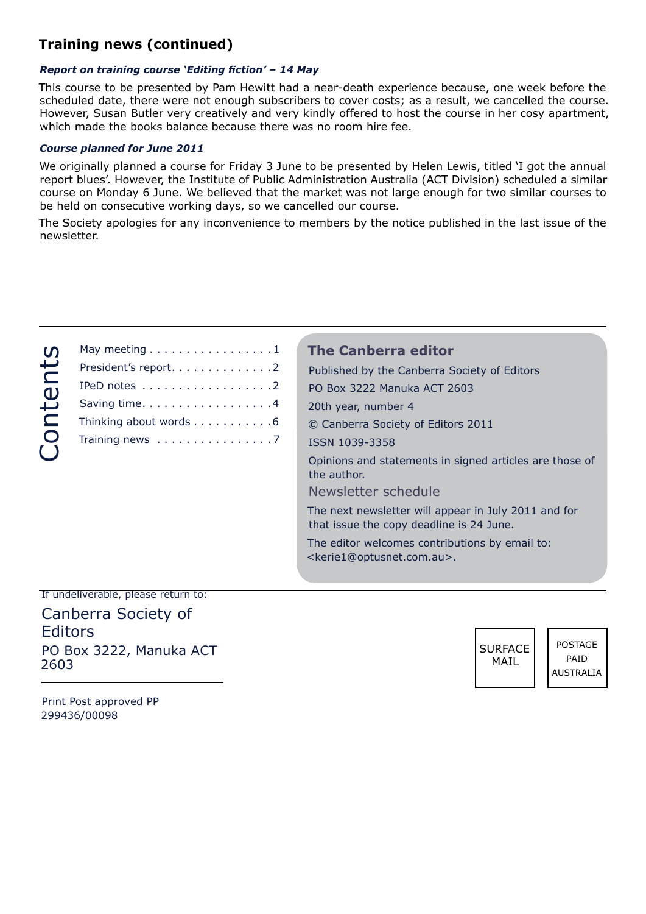## Training news (continued)

***Report on training course 'Editing fiction' – 14 May***

This course to be presented by Pam Hewitt had a near-death experience because, one week before the scheduled date, there were not enough subscribers to cover costs; as a result, we cancelled the course. However, Susan Butler very creatively and very kindly offered to host the course in her cosy apartment, which made the books balance because there was no room hire fee.

***Course planned for June 2011***

We originally planned a course for Friday 3 June to be presented by Helen Lewis, titled 'I got the annual report blues'. However, the Institute of Public Administration Australia (ACT Division) scheduled a similar course on Monday 6 June. We believed that the market was not large enough for two similar courses to be held on consecutive working days, so we cancelled our course.

The Society apologies for any inconvenience to members by the notice published in the last issue of the newsletter.

## Contents

- May meeting . . . . . . . . . . . . . . . . . 1
- President's report. . . . . . . . . . . . . . 2
- IPeD notes . . . . . . . . . . . . . . . . . . 2
- Saving time. . . . . . . . . . . . . . . . . . 4
- Thinking about words . . . . . . . . . . . 6
- Training news . . . . . . . . . . . . . . . . 7

### The Canberra editor

Published by the Canberra Society of Editors

PO Box 3222 Manuka ACT 2603

20th year, number 4

© Canberra Society of Editors 2011

ISSN 1039-3358

Opinions and statements in signed articles are those of the author.

### Newsletter schedule

The next newsletter will appear in July 2011 and for that issue the copy deadline is 24 June.

The editor welcomes contributions by email to: <kerie1@optusnet.com.au>.

If undeliverable, please return to:

Canberra Society of Editors
PO Box 3222, Manuka ACT 2603

Print Post approved PP 299436/00098

SURFACE MAIL

POSTAGE PAID AUSTRALIA